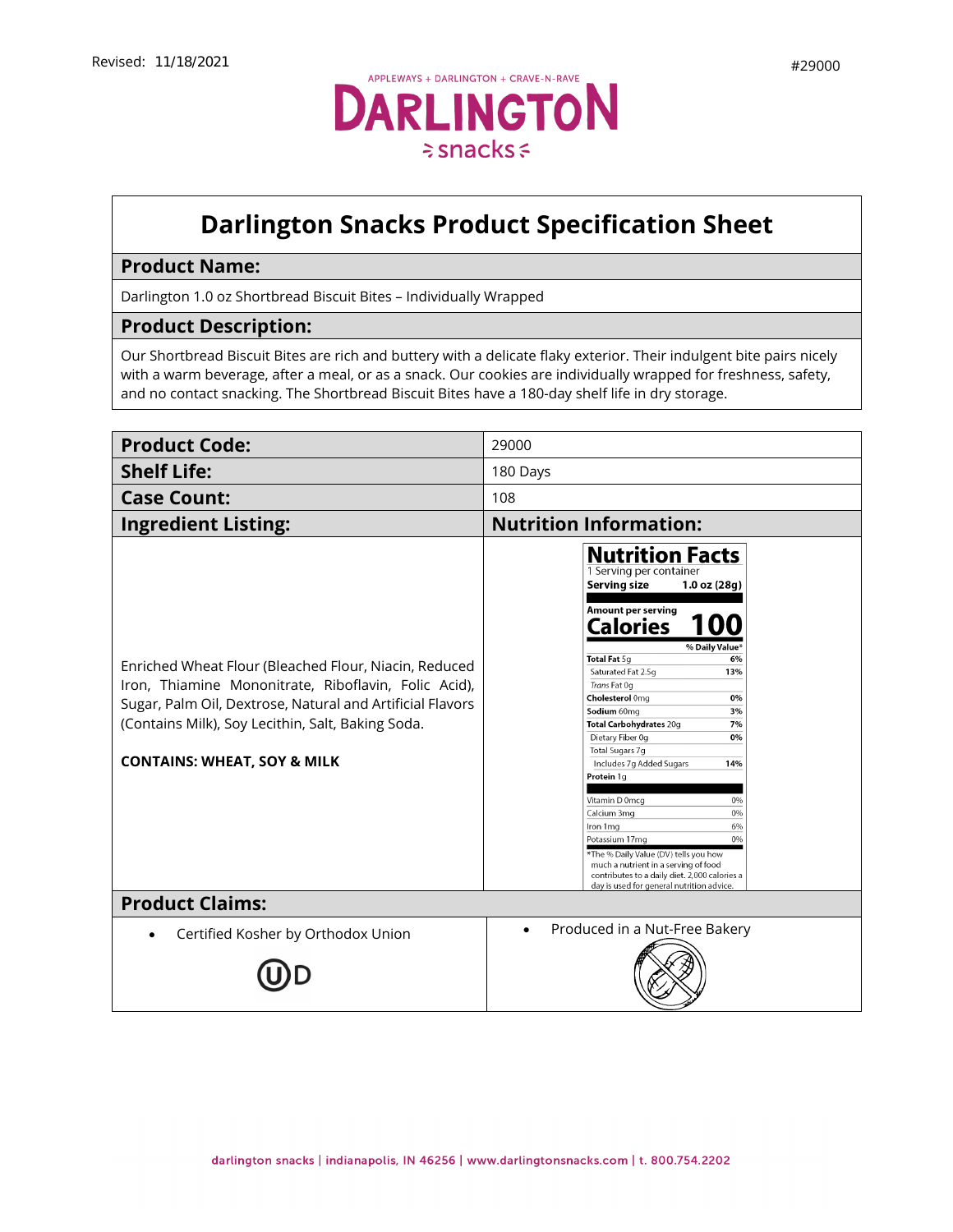Revised: 11/18/2021

#29000

APPLEWAYS + DARLINGTON + CRAVE-N-RAVE

DARLINGTON snacks

# Darlington Snacks Product Specification Sheet

## Product Name:

Darlington 1.0 oz Shortbread Biscuit Bites – Individually Wrapped

## Product Description:

Our Shortbread Biscuit Bites are rich and buttery with a delicate flaky exterior. Their indulgent bite pairs nicely with a warm beverage, after a meal, or as a snack. Our cookies are individually wrapped for freshness, safety, and no contact snacking. The Shortbread Biscuit Bites have a 180-day shelf life in dry storage.

| | |
|---|---|
| **Product Code:** | 29000 |
| **Shelf Life:** | 180 Days |
| **Case Count:** | 108 |

## Ingredient Listing:

Enriched Wheat Flour (Bleached Flour, Niacin, Reduced Iron, Thiamine Mononitrate, Riboflavin, Folic Acid), Sugar, Palm Oil, Dextrose, Natural and Artificial Flavors (Contains Milk), Soy Lecithin, Salt, Baking Soda.

**CONTAINS: WHEAT, SOY & MILK**

## Nutrition Information:

**Nutrition Facts**

1 Serving per container

**Serving size** **1.0 oz (28g)**

**Amount per serving**

**Calories 100**

| | % Daily Value* |
|---|---|
| **Total Fat** 5g | 6% |
| Saturated Fat 2.5g | 13% |
| *Trans* Fat 0g | |
| **Cholesterol** 0mg | 0% |
| **Sodium** 60mg | 3% |
| **Total Carbohydrates** 20g | 7% |
| Dietary Fiber 0g | 0% |
| Total Sugars 7g | |
| Includes 7g Added Sugars | 14% |
| **Protein** 1g | |
| Vitamin D 0mcg | 0% |
| Calcium 3mg | 0% |
| Iron 1mg | 6% |
| Potassium 17mg | 0% |

*The % Daily Value (DV) tells you how much a nutrient in a serving of food contributes to a daily diet. 2,000 calories a day is used for general nutrition advice.

## Product Claims:

- Certified Kosher by Orthodox Union

  OU D

- Produced in a Nut-Free Bakery

darlington snacks | indianapolis, IN 46256 | www.darlingtonsnacks.com | t. 800.754.2202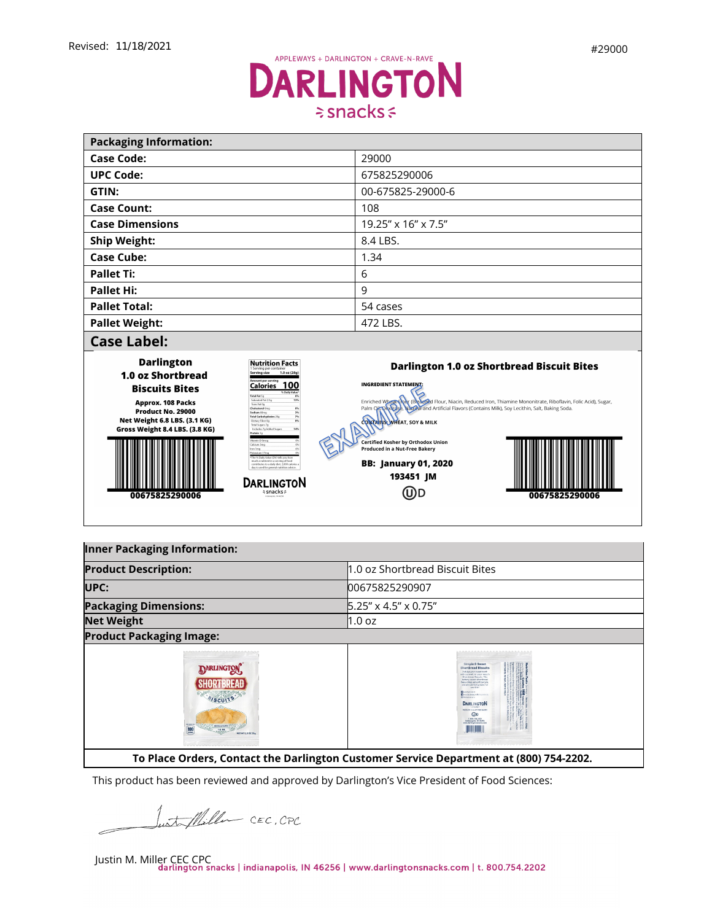Revised: 11/18/2021

#29000

APPLEWAYS + DARLINGTON + CRAVE-N-RAVE

# DARLINGTON snacks

| Packaging Information: | |
|---|---|
| **Case Code:** | 29000 |
| **UPC Code:** | 675825290006 |
| **GTIN:** | 00-675825-29000-6 |
| **Case Count:** | 108 |
| **Case Dimensions** | 19.25” x 16” x 7.5” |
| **Ship Weight:** | 8.4 LBS. |
| **Case Cube:** | 1.34 |
| **Pallet Ti:** | 6 |
| **Pallet Hi:** | 9 |
| **Pallet Total:** | 54 cases |
| **Pallet Weight:** | 472 LBS. |

## Case Label:

**Darlington**
**1.0 oz Shortbread Biscuits Bites**

**Approx. 108 Packs**
**Product No. 29000**
**Net Weight 6.8 LBS. (3.1 KG)**
**Gross Weight 8.4 LBS. (3.8 KG)**

00675825290006

Nutrition Facts
Calories 100

DARLINGTON snacks

**Darlington 1.0 oz Shortbread Biscuit Bites**

**INGREDIENT STATEMENT:**

Enriched Wheat Flour (Bleached Flour, Niacin, Reduced Iron, Thiamine Mononitrate, Riboflavin, Folic Acid), Sugar, Palm Oil, Dextrose, Natural and Artificial Flavors (Contains Milk), Soy Lecithin, Salt, Baking Soda.

**CONTAINS: WHEAT, SOY & MILK**

EXAMPLE

**Certified Kosher by Orthodox Union**
**Produced in a Nut-Free Bakery**

**BB: January 01, 2020**
**193451 JM**

Ⓤ D

00675825290006

| Inner Packaging Information: | |
|---|---|
| **Product Description:** | 1.0 oz Shortbread Biscuit Bites |
| **UPC:** | 00675825290907 |
| **Packaging Dimensions:** | 5.25” x 4.5” x 0.75” |
| **Net Weight** | 1.0 oz |
| **Product Packaging Image:** | |

**To Place Orders, Contact the Darlington Customer Service Department at (800) 754-2202.**

This product has been reviewed and approved by Darlington’s Vice President of Food Sciences:

Justin M. Miller CEC CPC

darlington snacks | indianapolis, IN 46256 | www.darlingtonsnacks.com | t. 800.754.2202